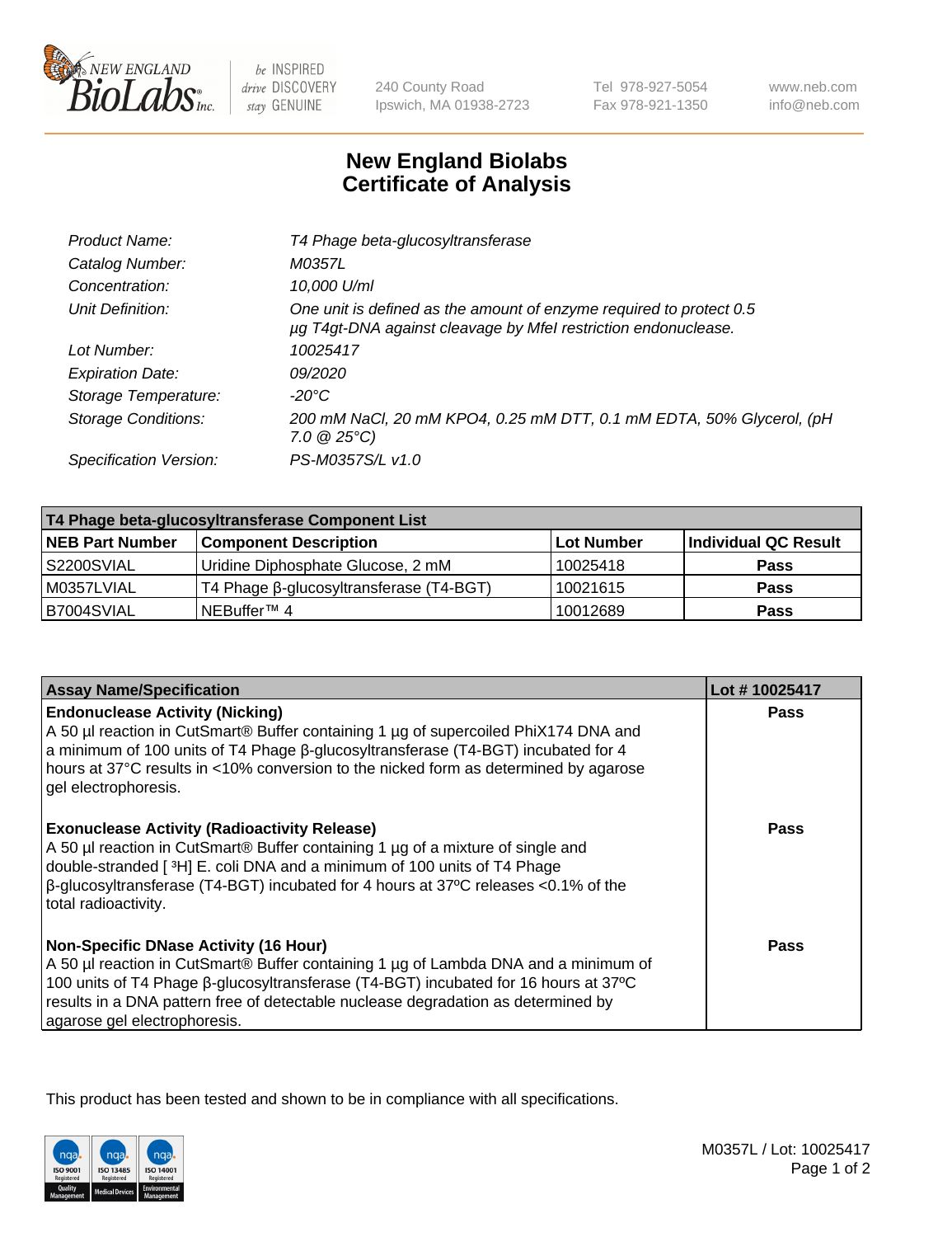NEW ENGLAND BioLabs Inc. — be INSPIRED drive DISCOVERY stay GENUINE

240 County Road
Ipswich, MA 01938-2723

Tel 978-927-5054
Fax 978-921-1350

www.neb.com
info@neb.com

# New England Biolabs
# Certificate of Analysis

| | |
|---|---|
| *Product Name:* | *T4 Phage beta-glucosyltransferase* |
| *Catalog Number:* | *M0357L* |
| *Concentration:* | *10,000 U/ml* |
| *Unit Definition:* | *One unit is defined as the amount of enzyme required to protect 0.5 µg T4gt-DNA against cleavage by MfeI restriction endonuclease.* |
| *Lot Number:* | *10025417* |
| *Expiration Date:* | *09/2020* |
| *Storage Temperature:* | *-20°C* |
| *Storage Conditions:* | *200 mM NaCl, 20 mM KPO4, 0.25 mM DTT, 0.1 mM EDTA, 50% Glycerol, (pH 7.0 @ 25°C)* |
| *Specification Version:* | *PS-M0357S/L v1.0* |

| T4 Phage beta-glucosyltransferase Component List | | | |
|---|---|---|---|
| **NEB Part Number** | **Component Description** | **Lot Number** | **Individual QC Result** |
| S2200SVIAL | Uridine Diphosphate Glucose, 2 mM | 10025418 | **Pass** |
| M0357LVIAL | T4 Phage β-glucosyltransferase (T4-BGT) | 10021615 | **Pass** |
| B7004SVIAL | NEBuffer™ 4 | 10012689 | **Pass** |

| Assay Name/Specification | Lot # 10025417 |
|---|---|
| **Endonuclease Activity (Nicking)** A 50 µl reaction in CutSmart® Buffer containing 1 µg of supercoiled PhiX174 DNA and a minimum of 100 units of T4 Phage β-glucosyltransferase (T4-BGT) incubated for 4 hours at 37°C results in <10% conversion to the nicked form as determined by agarose gel electrophoresis. | **Pass** |
| **Exonuclease Activity (Radioactivity Release)** A 50 µl reaction in CutSmart® Buffer containing 1 µg of a mixture of single and double-stranded [ $^{3}$H] E. coli DNA and a minimum of 100 units of T4 Phage β-glucosyltransferase (T4-BGT) incubated for 4 hours at 37ºC releases <0.1% of the total radioactivity. | **Pass** |
| **Non-Specific DNase Activity (16 Hour)** A 50 µl reaction in CutSmart® Buffer containing 1 µg of Lambda DNA and a minimum of 100 units of T4 Phage β-glucosyltransferase (T4-BGT) incubated for 16 hours at 37ºC results in a DNA pattern free of detectable nuclease degradation as determined by agarose gel electrophoresis. | **Pass** |

This product has been tested and shown to be in compliance with all specifications.

M0357L / Lot: 10025417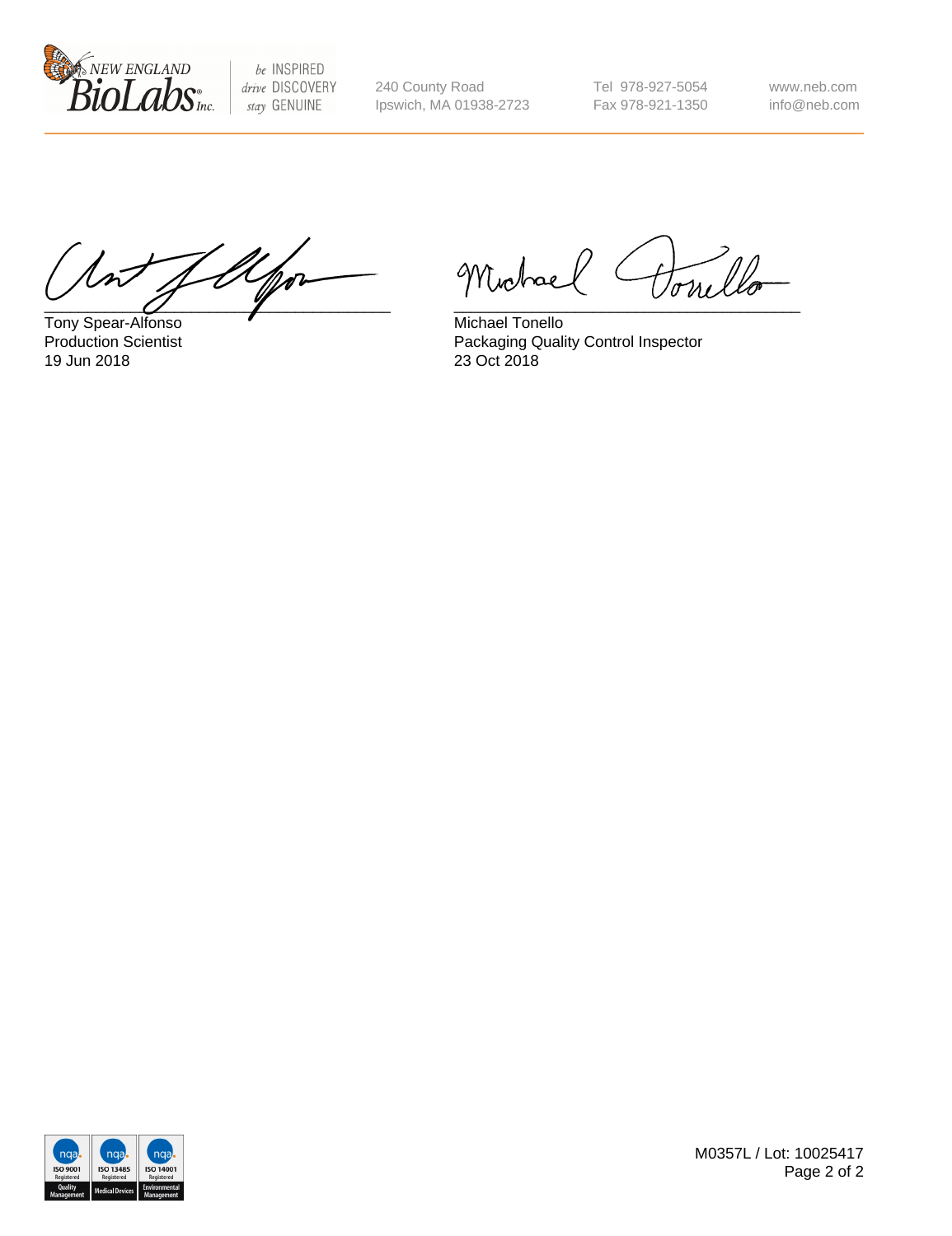240 County Road
Ipswich, MA 01938-2723

Tel 978-927-5054
Fax 978-921-1350

www.neb.com
info@neb.com

Tony Spear-Alfonso
Production Scientist
19 Jun 2018

Michael Tonello
Packaging Quality Control Inspector
23 Oct 2018

M0357L / Lot: 10025417